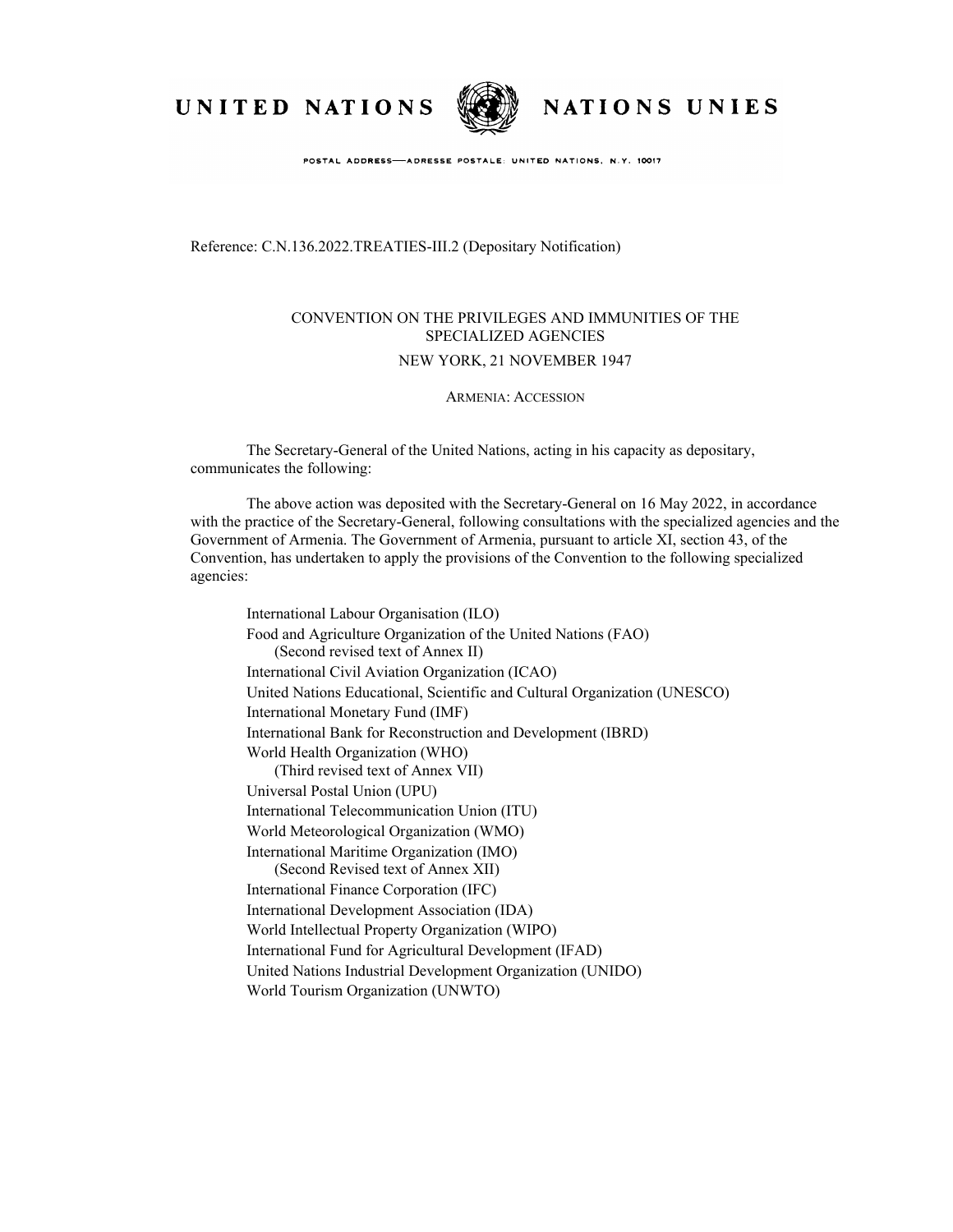UNITED NATIONS NATIONS UNIES

POSTAL ADDRESS—ADRESSE POSTALE: UNITED NATIONS, N.Y. 10017

Reference: C.N.136.2022.TREATIES-III.2 (Depositary Notification)

CONVENTION ON THE PRIVILEGES AND IMMUNITIES OF THE SPECIALIZED AGENCIES

NEW YORK, 21 NOVEMBER 1947

ARMENIA: ACCESSION

The Secretary-General of the United Nations, acting in his capacity as depositary, communicates the following:

The above action was deposited with the Secretary-General on 16 May 2022, in accordance with the practice of the Secretary-General, following consultations with the specialized agencies and the Government of Armenia. The Government of Armenia, pursuant to article XI, section 43, of the Convention, has undertaken to apply the provisions of the Convention to the following specialized agencies:

International Labour Organisation (ILO)
Food and Agriculture Organization of the United Nations (FAO)
(Second revised text of Annex II)
International Civil Aviation Organization (ICAO)
United Nations Educational, Scientific and Cultural Organization (UNESCO)
International Monetary Fund (IMF)
International Bank for Reconstruction and Development (IBRD)
World Health Organization (WHO)
(Third revised text of Annex VII)
Universal Postal Union (UPU)
International Telecommunication Union (ITU)
World Meteorological Organization (WMO)
International Maritime Organization (IMO)
(Second Revised text of Annex XII)
International Finance Corporation (IFC)
International Development Association (IDA)
World Intellectual Property Organization (WIPO)
International Fund for Agricultural Development (IFAD)
United Nations Industrial Development Organization (UNIDO)
World Tourism Organization (UNWTO)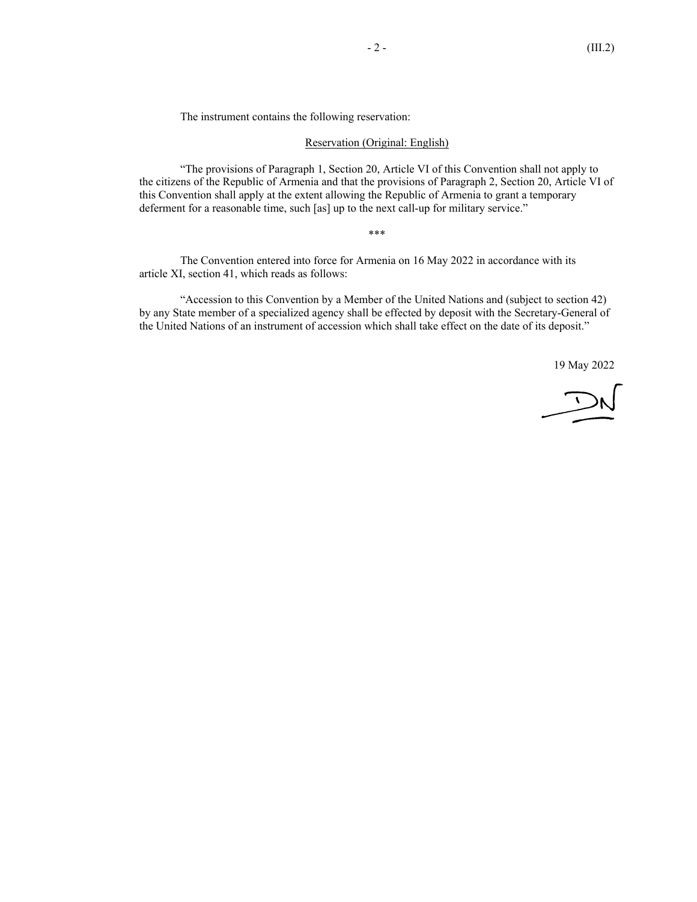The instrument contains the following reservation:

Reservation (Original: English)

"The provisions of Paragraph 1, Section 20, Article VI of this Convention shall not apply to the citizens of the Republic of Armenia and that the provisions of Paragraph 2, Section 20, Article VI of this Convention shall apply at the extent allowing the Republic of Armenia to grant a temporary deferment for a reasonable time, such [as] up to the next call-up for military service."

***

The Convention entered into force for Armenia on 16 May 2022 in accordance with its article XI, section 41, which reads as follows:

"Accession to this Convention by a Member of the United Nations and (subject to section 42) by any State member of a specialized agency shall be effected by deposit with the Secretary-General of the United Nations of an instrument of accession which shall take effect on the date of its deposit."

19 May 2022